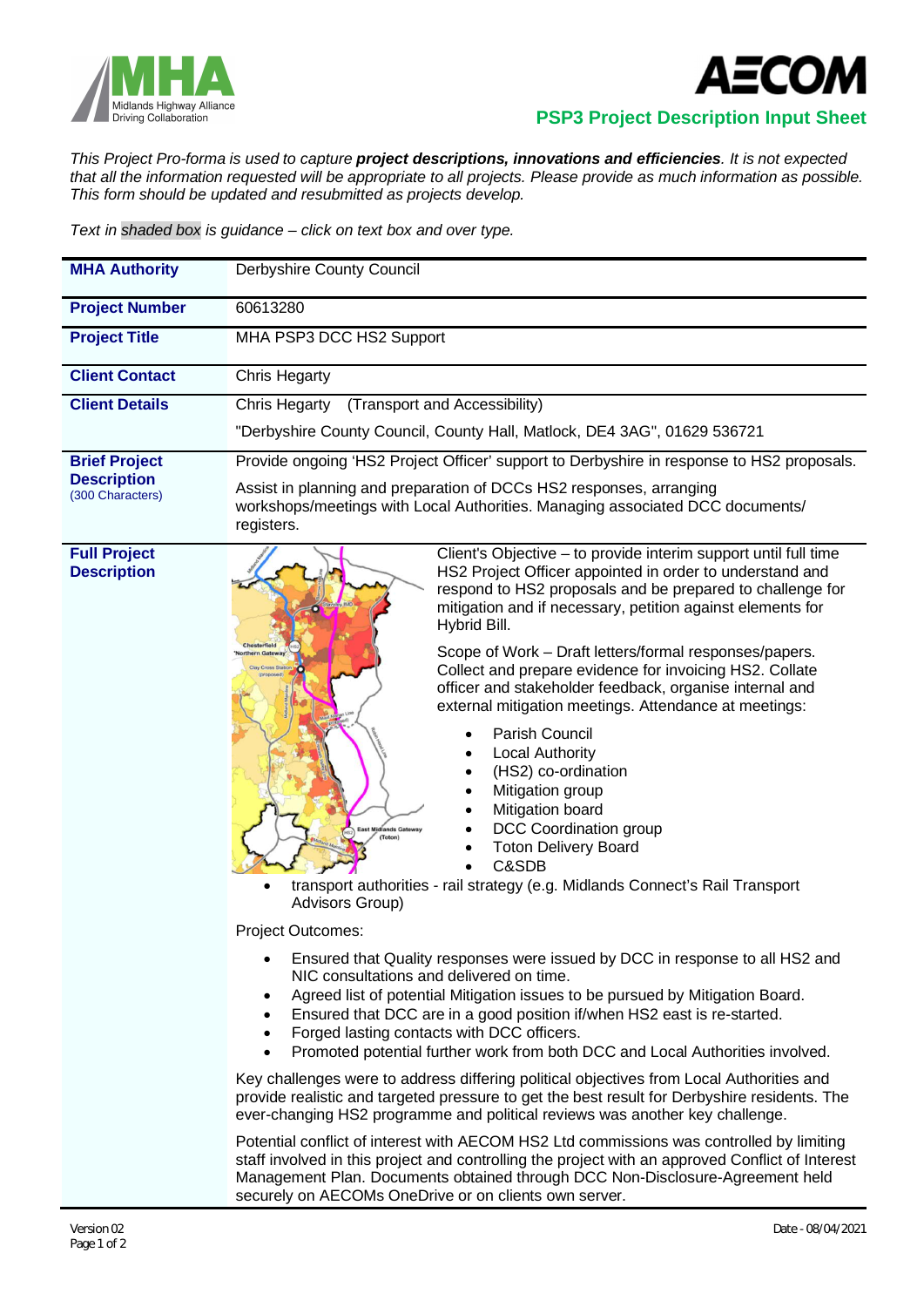MHA Midlands Highway Alliance Driving Collaboration

AECOM

## PSP3 Project Description Input Sheet

*This Project Pro-forma is used to capture **project descriptions, innovations and efficiencies**. It is not expected that all the information requested will be appropriate to all projects. Please provide as much information as possible. This form should be updated and resubmitted as projects develop.*

*Text in shaded box is guidance – click on text box and over type.*

| | |
|---|---|
| **MHA Authority** | Derbyshire County Council |
| **Project Number** | 60613280 |
| **Project Title** | MHA PSP3 DCC HS2 Support |
| **Client Contact** | Chris Hegarty |
| **Client Details** | Chris Hegarty (Transport and Accessibility)<br><br>"Derbyshire County Council, County Hall, Matlock, DE4 3AG", 01629 536721 |
| **Brief Project Description** (300 Characters) | Provide ongoing 'HS2 Project Officer' support to Derbyshire in response to HS2 proposals.<br><br>Assist in planning and preparation of DCCs HS2 responses, arranging workshops/meetings with Local Authorities. Managing associated DCC documents/ registers. |

**Full Project Description**

Client's Objective – to provide interim support until full time HS2 Project Officer appointed in order to understand and respond to HS2 proposals and be prepared to challenge for mitigation and if necessary, petition against elements for Hybrid Bill.

Scope of Work – Draft letters/formal responses/papers. Collect and prepare evidence for invoicing HS2. Collate officer and stakeholder feedback, organise internal and external mitigation meetings. Attendance at meetings:

- Parish Council
- Local Authority
- (HS2) co-ordination
- Mitigation group
- Mitigation board
- DCC Coordination group
- Toton Delivery Board
- C&SDB
- transport authorities - rail strategy (e.g. Midlands Connect's Rail Transport Advisors Group)

Project Outcomes:

- Ensured that Quality responses were issued by DCC in response to all HS2 and NIC consultations and delivered on time.
- Agreed list of potential Mitigation issues to be pursued by Mitigation Board.
- Ensured that DCC are in a good position if/when HS2 east is re-started.
- Forged lasting contacts with DCC officers.
- Promoted potential further work from both DCC and Local Authorities involved.

Key challenges were to address differing political objectives from Local Authorities and provide realistic and targeted pressure to get the best result for Derbyshire residents. The ever-changing HS2 programme and political reviews was another key challenge.

Potential conflict of interest with AECOM HS2 Ltd commissions was controlled by limiting staff involved in this project and controlling the project with an approved Conflict of Interest Management Plan. Documents obtained through DCC Non-Disclosure-Agreement held securely on AECOMs OneDrive or on clients own server.

Version 02 | Date - 08/04/2021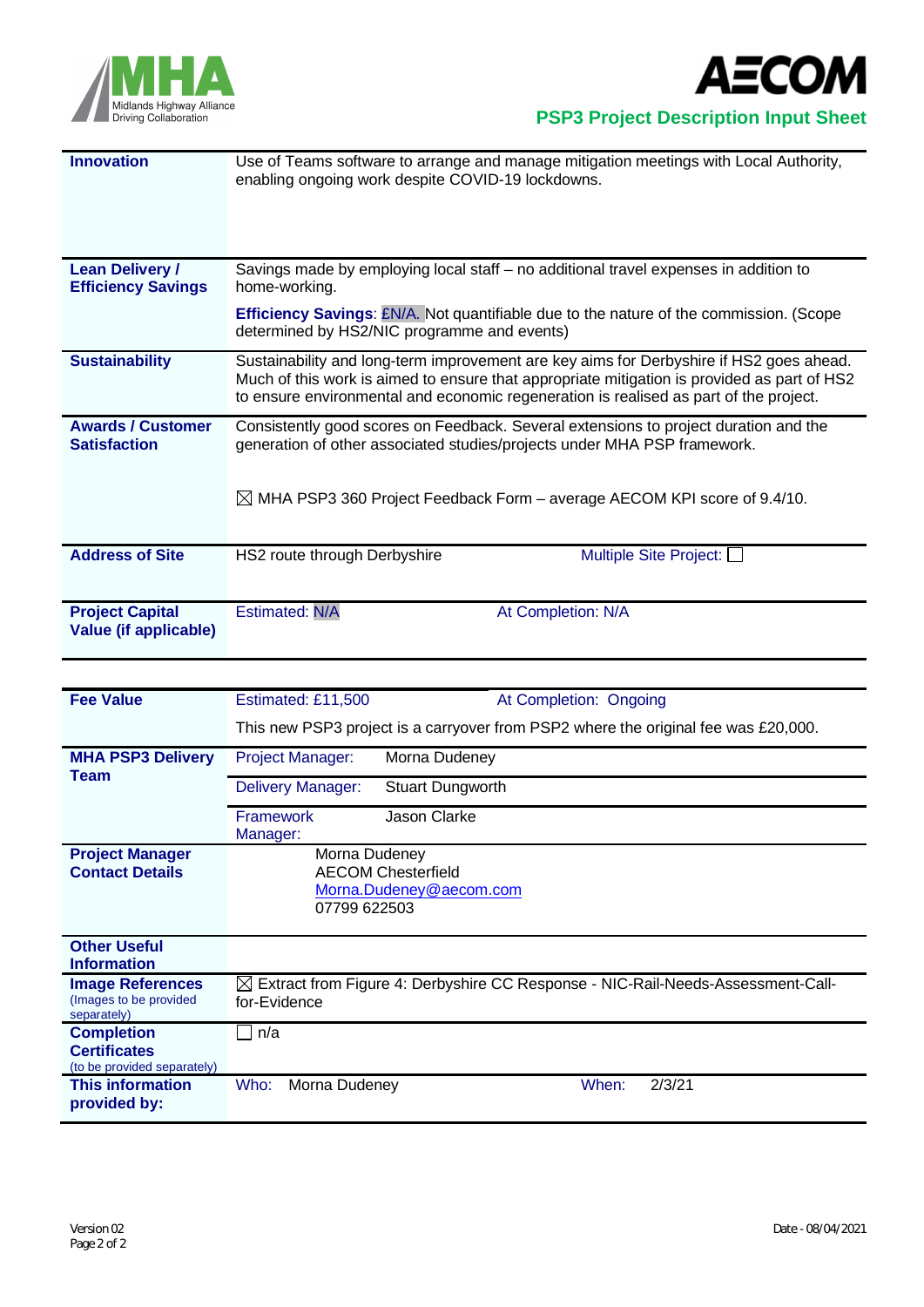**PSP3 Project Description Input Sheet**

| | |
|---|---|
| **Innovation** | Use of Teams software to arrange and manage mitigation meetings with Local Authority, enabling ongoing work despite COVID-19 lockdowns. |
| **Lean Delivery / Efficiency Savings** | Savings made by employing local staff – no additional travel expenses in addition to home-working.<br>**Efficiency Savings**: £N/A. Not quantifiable due to the nature of the commission. (Scope determined by HS2/NIC programme and events) |
| **Sustainability** | Sustainability and long-term improvement are key aims for Derbyshire if HS2 goes ahead. Much of this work is aimed to ensure that appropriate mitigation is provided as part of HS2 to ensure environmental and economic regeneration is realised as part of the project. |
| **Awards / Customer Satisfaction** | Consistently good scores on Feedback. Several extensions to project duration and the generation of other associated studies/projects under MHA PSP framework.<br>☒ MHA PSP3 360 Project Feedback Form – average AECOM KPI score of 9.4/10. |
| **Address of Site** | HS2 route through Derbyshire — Multiple Site Project: ☐ |
| **Project Capital Value (if applicable)** | Estimated: N/A — At Completion: N/A |

| | |
|---|---|
| **Fee Value** | Estimated: £11,500 — At Completion: Ongoing<br>This new PSP3 project is a carryover from PSP2 where the original fee was £20,000. |
| **MHA PSP3 Delivery Team** | Project Manager: Morna Dudeney<br>Delivery Manager: Stuart Dungworth<br>Framework Manager: Jason Clarke |
| **Project Manager Contact Details** | Morna Dudeney<br>AECOM Chesterfield<br>Morna.Dudeney@aecom.com<br>07799 622503 |
| **Other Useful Information** | |
| **Image References** (Images to be provided separately) | ☒ Extract from Figure 4: Derbyshire CC Response - NIC-Rail-Needs-Assessment-Call-for-Evidence |
| **Completion Certificates** (to be provided separately) | ☐ n/a |
| **This information provided by:** | Who: Morna Dudeney — When: 2/3/21 |

Version 02

Date - 08/04/2021